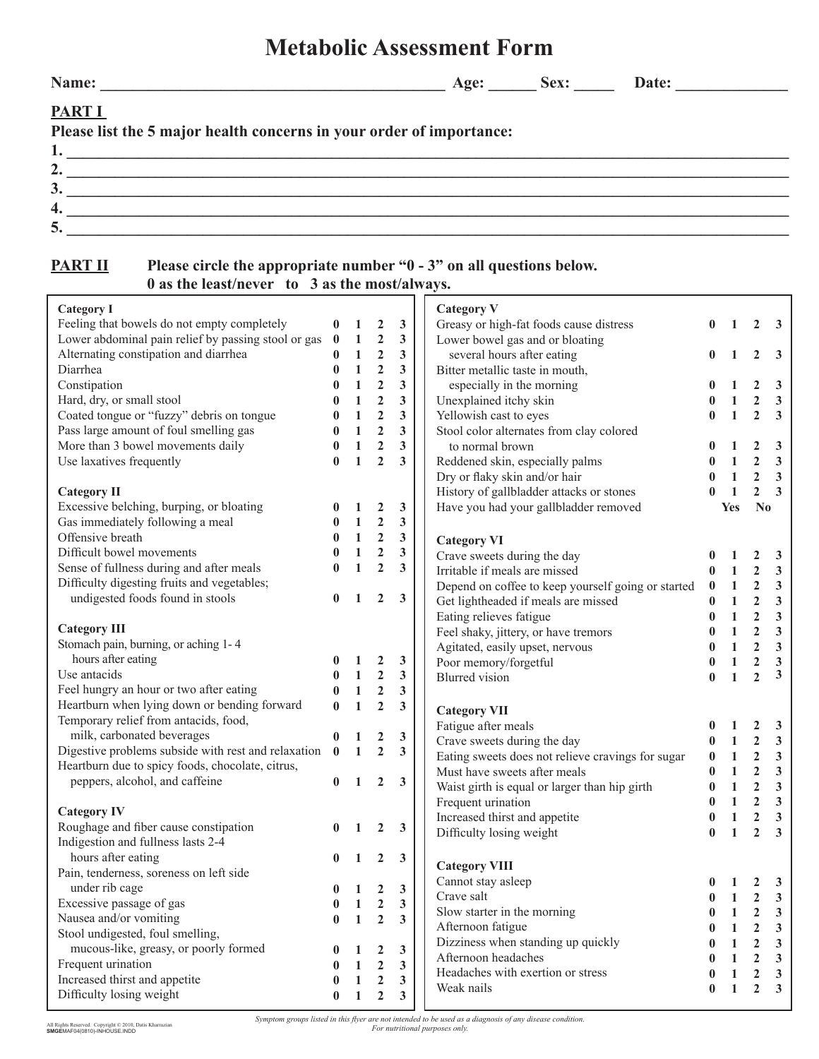# Metabolic Assessment Form

**Name:** ____________________________________________ **Age:** ______ **Sex:** _____ **Date:** ______________

## PART I

**Please list the 5 major health concerns in your order of importance:**

1. ______________________________________________________________________________
2. ______________________________________________________________________________
3. ______________________________________________________________________________
4. ______________________________________________________________________________
5. ______________________________________________________________________________

## PART II

**Please circle the appropriate number "0 - 3" on all questions below. 0 as the least/never to 3 as the most/always.**

### Category I

| | | | | |
|---|---|---|---|---|
| Feeling that bowels do not empty completely | 0 | 1 | 2 | 3 |
| Lower abdominal pain relief by passing stool or gas | 0 | 1 | 2 | 3 |
| Alternating constipation and diarrhea | 0 | 1 | 2 | 3 |
| Diarrhea | 0 | 1 | 2 | 3 |
| Constipation | 0 | 1 | 2 | 3 |
| Hard, dry, or small stool | 0 | 1 | 2 | 3 |
| Coated tongue or "fuzzy" debris on tongue | 0 | 1 | 2 | 3 |
| Pass large amount of foul smelling gas | 0 | 1 | 2 | 3 |
| More than 3 bowel movements daily | 0 | 1 | 2 | 3 |
| Use laxatives frequently | 0 | 1 | 2 | 3 |

### Category II

| | | | | |
|---|---|---|---|---|
| Excessive belching, burping, or bloating | 0 | 1 | 2 | 3 |
| Gas immediately following a meal | 0 | 1 | 2 | 3 |
| Offensive breath | 0 | 1 | 2 | 3 |
| Difficult bowel movements | 0 | 1 | 2 | 3 |
| Sense of fullness during and after meals | 0 | 1 | 2 | 3 |
| Difficulty digesting fruits and vegetables; undigested foods found in stools | 0 | 1 | 2 | 3 |

### Category III

| | | | | |
|---|---|---|---|---|
| Stomach pain, burning, or aching 1- 4 hours after eating | 0 | 1 | 2 | 3 |
| Use antacids | 0 | 1 | 2 | 3 |
| Feel hungry an hour or two after eating | 0 | 1 | 2 | 3 |
| Heartburn when lying down or bending forward | 0 | 1 | 2 | 3 |
| Temporary relief from antacids, food, milk, carbonated beverages | 0 | 1 | 2 | 3 |
| Digestive problems subside with rest and relaxation | 0 | 1 | 2 | 3 |
| Heartburn due to spicy foods, chocolate, citrus, peppers, alcohol, and caffeine | 0 | 1 | 2 | 3 |

### Category IV

| | | | | |
|---|---|---|---|---|
| Roughage and fiber cause constipation | 0 | 1 | 2 | 3 |
| Indigestion and fullness lasts 2-4 hours after eating | 0 | 1 | 2 | 3 |
| Pain, tenderness, soreness on left side under rib cage | 0 | 1 | 2 | 3 |
| Excessive passage of gas | 0 | 1 | 2 | 3 |
| Nausea and/or vomiting | 0 | 1 | 2 | 3 |
| Stool undigested, foul smelling, mucous-like, greasy, or poorly formed | 0 | 1 | 2 | 3 |
| Frequent urination | 0 | 1 | 2 | 3 |
| Increased thirst and appetite | 0 | 1 | 2 | 3 |
| Difficulty losing weight | 0 | 1 | 2 | 3 |

### Category V

| | | | | |
|---|---|---|---|---|
| Greasy or high-fat foods cause distress | 0 | 1 | 2 | 3 |
| Lower bowel gas and or bloating several hours after eating | 0 | 1 | 2 | 3 |
| Bitter metallic taste in mouth, especially in the morning | 0 | 1 | 2 | 3 |
| Unexplained itchy skin | 0 | 1 | 2 | 3 |
| Yellowish cast to eyes | 0 | 1 | 2 | 3 |
| Stool color alternates from clay colored to normal brown | 0 | 1 | 2 | 3 |
| Reddened skin, especially palms | 0 | 1 | 2 | 3 |
| Dry or flaky skin and/or hair | 0 | 1 | 2 | 3 |
| History of gallbladder attacks or stones | 0 | 1 | 2 | 3 |
| Have you had your gallbladder removed | Yes | No | | |

### Category VI

| | | | | |
|---|---|---|---|---|
| Crave sweets during the day | 0 | 1 | 2 | 3 |
| Irritable if meals are missed | 0 | 1 | 2 | 3 |
| Depend on coffee to keep yourself going or started | 0 | 1 | 2 | 3 |
| Get lightheaded if meals are missed | 0 | 1 | 2 | 3 |
| Eating relieves fatigue | 0 | 1 | 2 | 3 |
| Feel shaky, jittery, or have tremors | 0 | 1 | 2 | 3 |
| Agitated, easily upset, nervous | 0 | 1 | 2 | 3 |
| Poor memory/forgetful | 0 | 1 | 2 | 3 |
| Blurred vision | 0 | 1 | 2 | 3 |

### Category VII

| | | | | |
|---|---|---|---|---|
| Fatigue after meals | 0 | 1 | 2 | 3 |
| Crave sweets during the day | 0 | 1 | 2 | 3 |
| Eating sweets does not relieve cravings for sugar | 0 | 1 | 2 | 3 |
| Must have sweets after meals | 0 | 1 | 2 | 3 |
| Waist girth is equal or larger than hip girth | 0 | 1 | 2 | 3 |
| Frequent urination | 0 | 1 | 2 | 3 |
| Increased thirst and appetite | 0 | 1 | 2 | 3 |
| Difficulty losing weight | 0 | 1 | 2 | 3 |

### Category VIII

| | | | | |
|---|---|---|---|---|
| Cannot stay asleep | 0 | 1 | 2 | 3 |
| Crave salt | 0 | 1 | 2 | 3 |
| Slow starter in the morning | 0 | 1 | 2 | 3 |
| Afternoon fatigue | 0 | 1 | 2 | 3 |
| Dizziness when standing up quickly | 0 | 1 | 2 | 3 |
| Afternoon headaches | 0 | 1 | 2 | 3 |
| Headaches with exertion or stress | 0 | 1 | 2 | 3 |
| Weak nails | 0 | 1 | 2 | 3 |

All Rights Reserved. Copyright © 2010, Datis Kharrazian
SMGEMAF04(0810)-INHOUSE.INDD

*Symptom groups listed in this flyer are not intended to be used as a diagnosis of any disease condition. For nutritional purposes only.*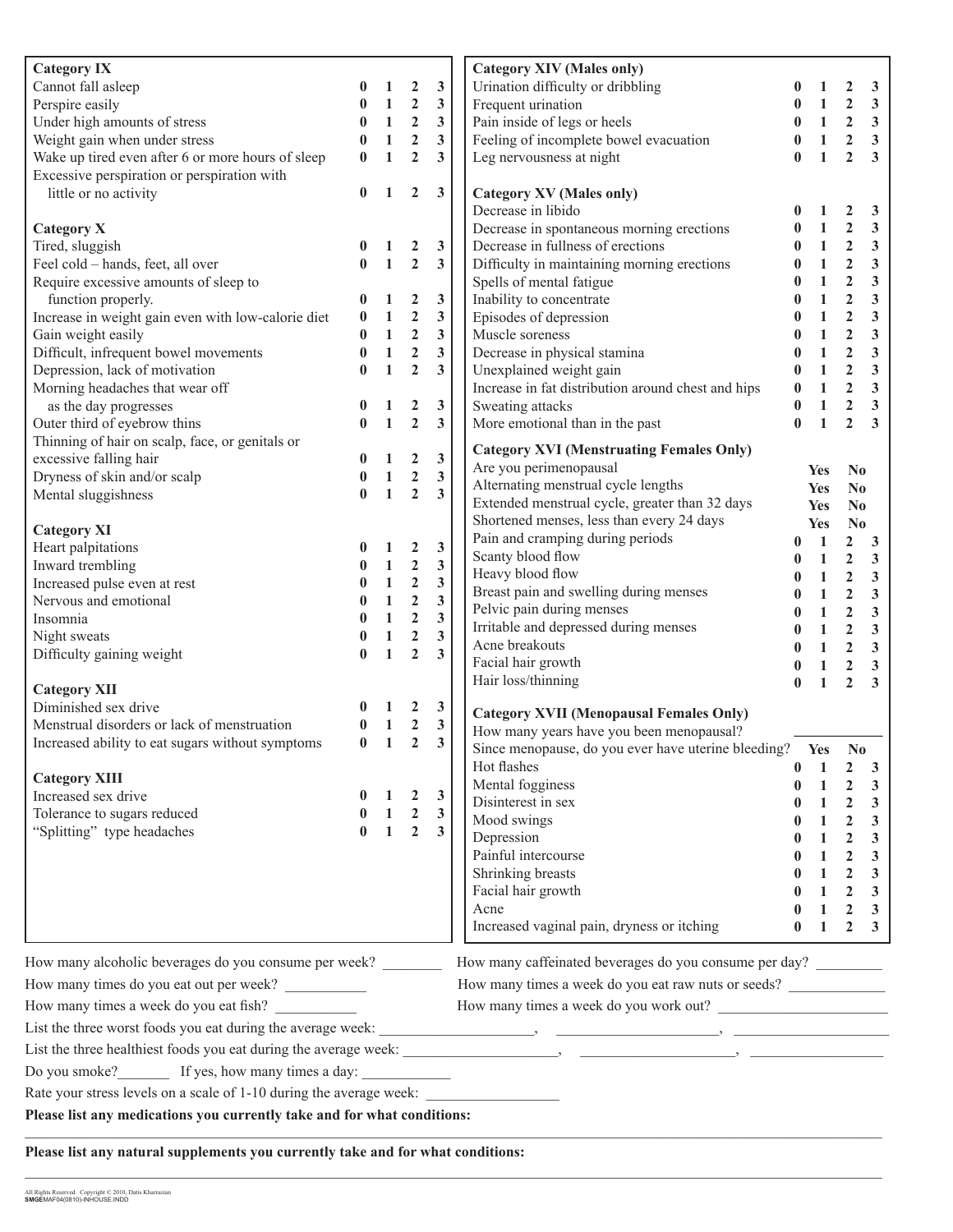### Category IX

| | | | | |
|---|---|---|---|---|
| Cannot fall asleep | 0 | 1 | 2 | 3 |
| Perspire easily | 0 | 1 | 2 | 3 |
| Under high amounts of stress | 0 | 1 | 2 | 3 |
| Weight gain when under stress | 0 | 1 | 2 | 3 |
| Wake up tired even after 6 or more hours of sleep | 0 | 1 | 2 | 3 |
| Excessive perspiration or perspiration with little or no activity | 0 | 1 | 2 | 3 |

### Category X

| | | | | |
|---|---|---|---|---|
| Tired, sluggish | 0 | 1 | 2 | 3 |
| Feel cold – hands, feet, all over | 0 | 1 | 2 | 3 |
| Require excessive amounts of sleep to function properly. | 0 | 1 | 2 | 3 |
| Increase in weight gain even with low-calorie diet | 0 | 1 | 2 | 3 |
| Gain weight easily | 0 | 1 | 2 | 3 |
| Difficult, infrequent bowel movements | 0 | 1 | 2 | 3 |
| Depression, lack of motivation | 0 | 1 | 2 | 3 |
| Morning headaches that wear off as the day progresses | 0 | 1 | 2 | 3 |
| Outer third of eyebrow thins | 0 | 1 | 2 | 3 |
| Thinning of hair on scalp, face, or genitals or excessive falling hair | 0 | 1 | 2 | 3 |
| Dryness of skin and/or scalp | 0 | 1 | 2 | 3 |
| Mental sluggishness | 0 | 1 | 2 | 3 |

### Category XI

| | | | | |
|---|---|---|---|---|
| Heart palpitations | 0 | 1 | 2 | 3 |
| Inward trembling | 0 | 1 | 2 | 3 |
| Increased pulse even at rest | 0 | 1 | 2 | 3 |
| Nervous and emotional | 0 | 1 | 2 | 3 |
| Insomnia | 0 | 1 | 2 | 3 |
| Night sweats | 0 | 1 | 2 | 3 |
| Difficulty gaining weight | 0 | 1 | 2 | 3 |

### Category XII

| | | | | |
|---|---|---|---|---|
| Diminished sex drive | 0 | 1 | 2 | 3 |
| Menstrual disorders or lack of menstruation | 0 | 1 | 2 | 3 |
| Increased ability to eat sugars without symptoms | 0 | 1 | 2 | 3 |

### Category XIII

| | | | | |
|---|---|---|---|---|
| Increased sex drive | 0 | 1 | 2 | 3 |
| Tolerance to sugars reduced | 0 | 1 | 2 | 3 |
| "Splitting" type headaches | 0 | 1 | 2 | 3 |

### Category XIV (Males only)

| | | | | |
|---|---|---|---|---|
| Urination difficulty or dribbling | 0 | 1 | 2 | 3 |
| Frequent urination | 0 | 1 | 2 | 3 |
| Pain inside of legs or heels | 0 | 1 | 2 | 3 |
| Feeling of incomplete bowel evacuation | 0 | 1 | 2 | 3 |
| Leg nervousness at night | 0 | 1 | 2 | 3 |

### Category XV (Males only)

| | | | | |
|---|---|---|---|---|
| Decrease in libido | 0 | 1 | 2 | 3 |
| Decrease in spontaneous morning erections | 0 | 1 | 2 | 3 |
| Decrease in fullness of erections | 0 | 1 | 2 | 3 |
| Difficulty in maintaining morning erections | 0 | 1 | 2 | 3 |
| Spells of mental fatigue | 0 | 1 | 2 | 3 |
| Inability to concentrate | 0 | 1 | 2 | 3 |
| Episodes of depression | 0 | 1 | 2 | 3 |
| Muscle soreness | 0 | 1 | 2 | 3 |
| Decrease in physical stamina | 0 | 1 | 2 | 3 |
| Unexplained weight gain | 0 | 1 | 2 | 3 |
| Increase in fat distribution around chest and hips | 0 | 1 | 2 | 3 |
| Sweating attacks | 0 | 1 | 2 | 3 |
| More emotional than in the past | 0 | 1 | 2 | 3 |

### Category XVI (Menstruating Females Only)

| | | | | |
|---|---|---|---|---|
| Are you perimenopausal | Yes | No | | |
| Alternating menstrual cycle lengths | Yes | No | | |
| Extended menstrual cycle, greater than 32 days | Yes | No | | |
| Shortened menses, less than every 24 days | Yes | No | | |
| Pain and cramping during periods | 0 | 1 | 2 | 3 |
| Scanty blood flow | 0 | 1 | 2 | 3 |
| Heavy blood flow | 0 | 1 | 2 | 3 |
| Breast pain and swelling during menses | 0 | 1 | 2 | 3 |
| Pelvic pain during menses | 0 | 1 | 2 | 3 |
| Irritable and depressed during menses | 0 | 1 | 2 | 3 |
| Acne breakouts | 0 | 1 | 2 | 3 |
| Facial hair growth | 0 | 1 | 2 | 3 |
| Hair loss/thinning | 0 | 1 | 2 | 3 |

### Category XVII (Menopausal Females Only)

How many years have you been menopausal? ____________

| | | | | |
|---|---|---|---|---|
| Since menopause, do you ever have uterine bleeding? | Yes | No | | |
| Hot flashes | 0 | 1 | 2 | 3 |
| Mental fogginess | 0 | 1 | 2 | 3 |
| Disinterest in sex | 0 | 1 | 2 | 3 |
| Mood swings | 0 | 1 | 2 | 3 |
| Depression | 0 | 1 | 2 | 3 |
| Painful intercourse | 0 | 1 | 2 | 3 |
| Shrinking breasts | 0 | 1 | 2 | 3 |
| Facial hair growth | 0 | 1 | 2 | 3 |
| Acne | 0 | 1 | 2 | 3 |
| Increased vaginal pain, dryness or itching | 0 | 1 | 2 | 3 |

How many alcoholic beverages do you consume per week? ________

How many caffeinated beverages do you consume per day? ________

How many times do you eat out per week? ___________

How many times a week do you eat raw nuts or seeds? ____________

How many times a week do you eat fish? ___________

How many times a week do you work out? ______________________

List the three worst foods you eat during the average week: ____________________, ____________________, ____________________

List the three healthiest foods you eat during the average week: ____________________, ____________________, ____________________

Do you smoke?_______ If yes, how many times a day: ____________

Rate your stress levels on a scale of 1-10 during the average week: _________________

**Please list any medications you currently take and for what conditions:**

______________________________________________________________________

**Please list any natural supplements you currently take and for what conditions:**

______________________________________________________________________

All Rights Reserved. Copyright © 2010, Datis Kharrazian
SMGEMAF04(0810)-INHOUSE.INDD